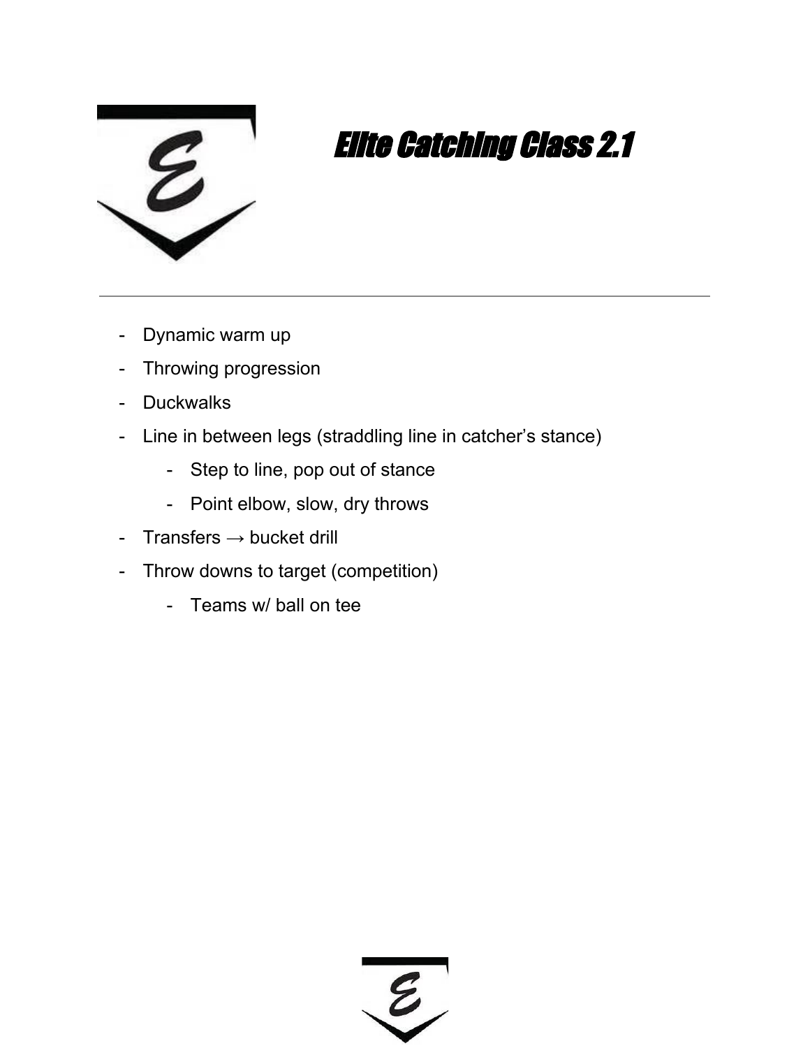# Elite Catching Class 2.1

- Dynamic warm up
- Throwing progression
- Duckwalks
- Line in between legs (straddling line in catcher's stance)
  - Step to line, pop out of stance
  - Point elbow, slow, dry throws
- Transfers → bucket drill
- Throw downs to target (competition)
  - Teams w/ ball on tee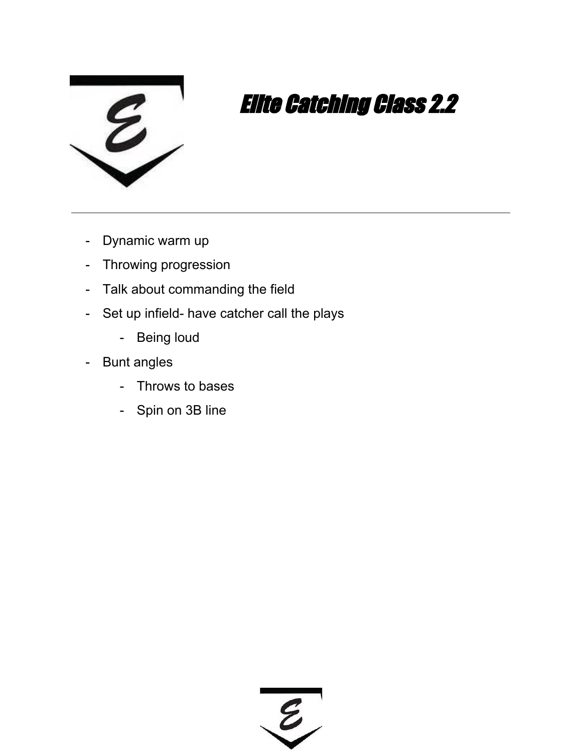# *Elite Catching Class 2.2*

---

- Dynamic warm up
- Throwing progression
- Talk about commanding the field
- Set up infield- have catcher call the plays
    - Being loud
- Bunt angles
    - Throws to bases
    - Spin on 3B line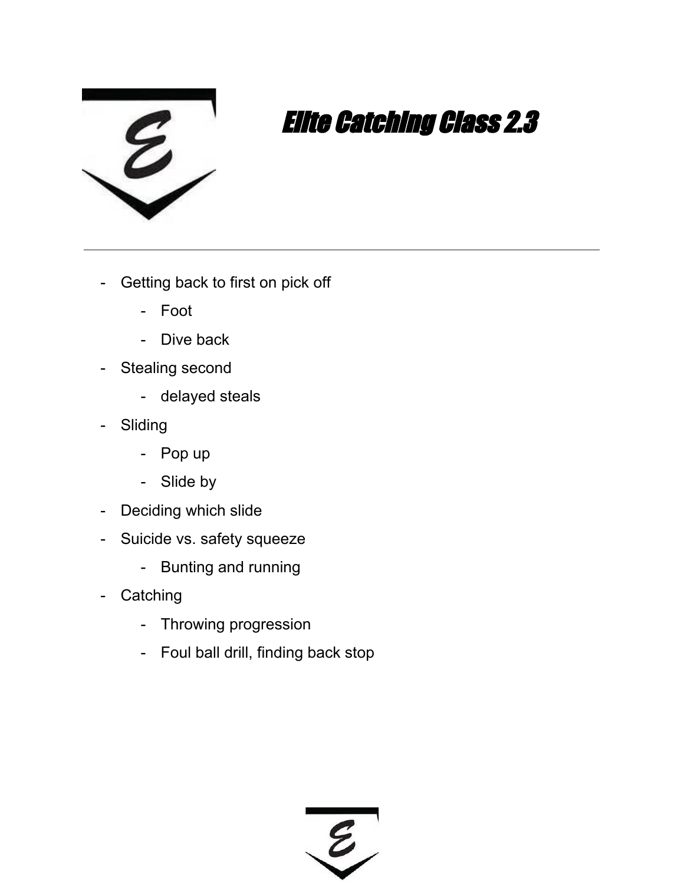# *Elite Catching Class 2.3*

---

- Getting back to first on pick off
  - Foot
  - Dive back
- Stealing second
  - delayed steals
- Sliding
  - Pop up
  - Slide by
- Deciding which slide
- Suicide vs. safety squeeze
  - Bunting and running
- Catching
  - Throwing progression
  - Foul ball drill, finding back stop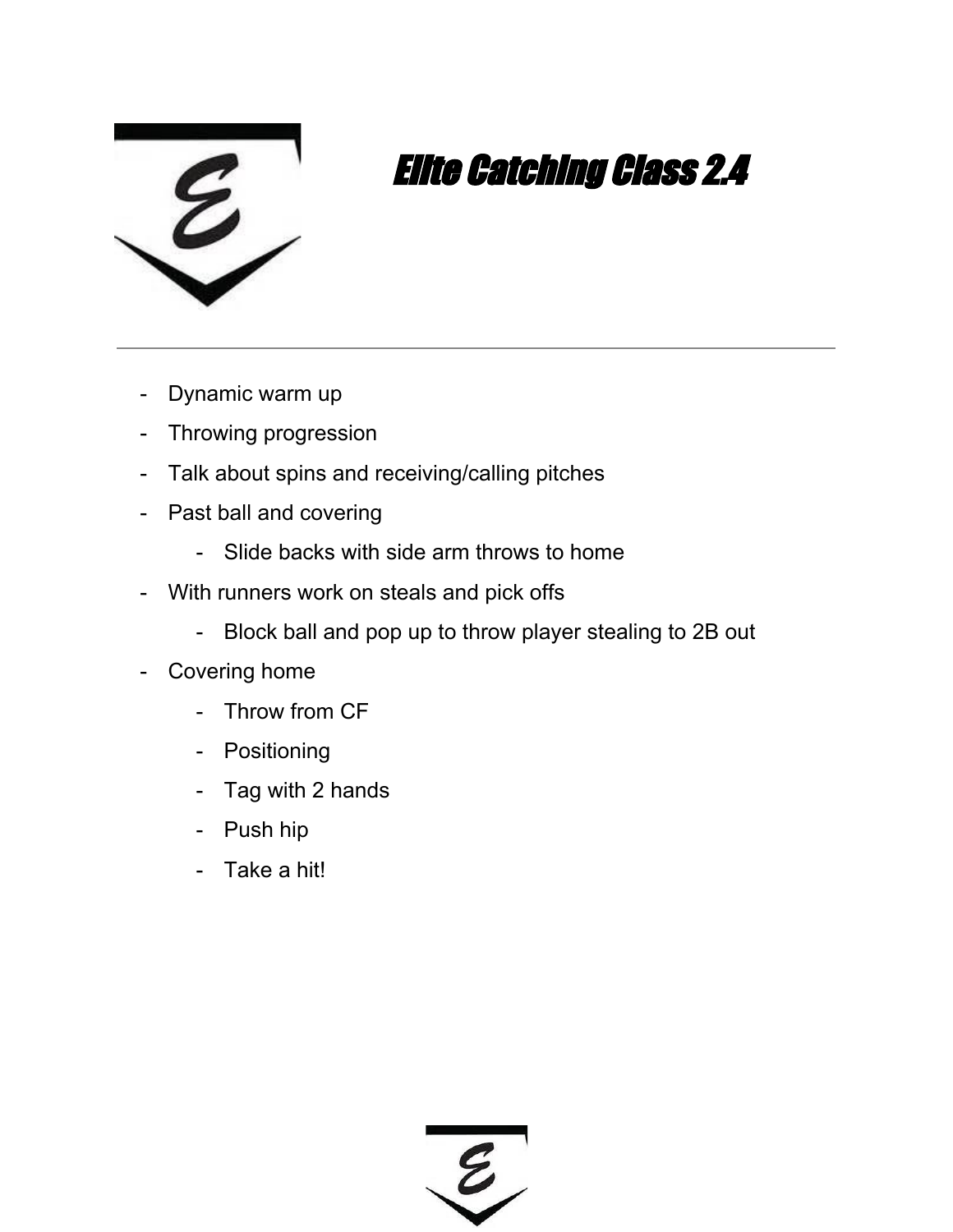# Elite Catching Class 2.4

- Dynamic warm up
- Throwing progression
- Talk about spins and receiving/calling pitches
- Past ball and covering
  - Slide backs with side arm throws to home
- With runners work on steals and pick offs
  - Block ball and pop up to throw player stealing to 2B out
- Covering home
  - Throw from CF
  - Positioning
  - Tag with 2 hands
  - Push hip
  - Take a hit!